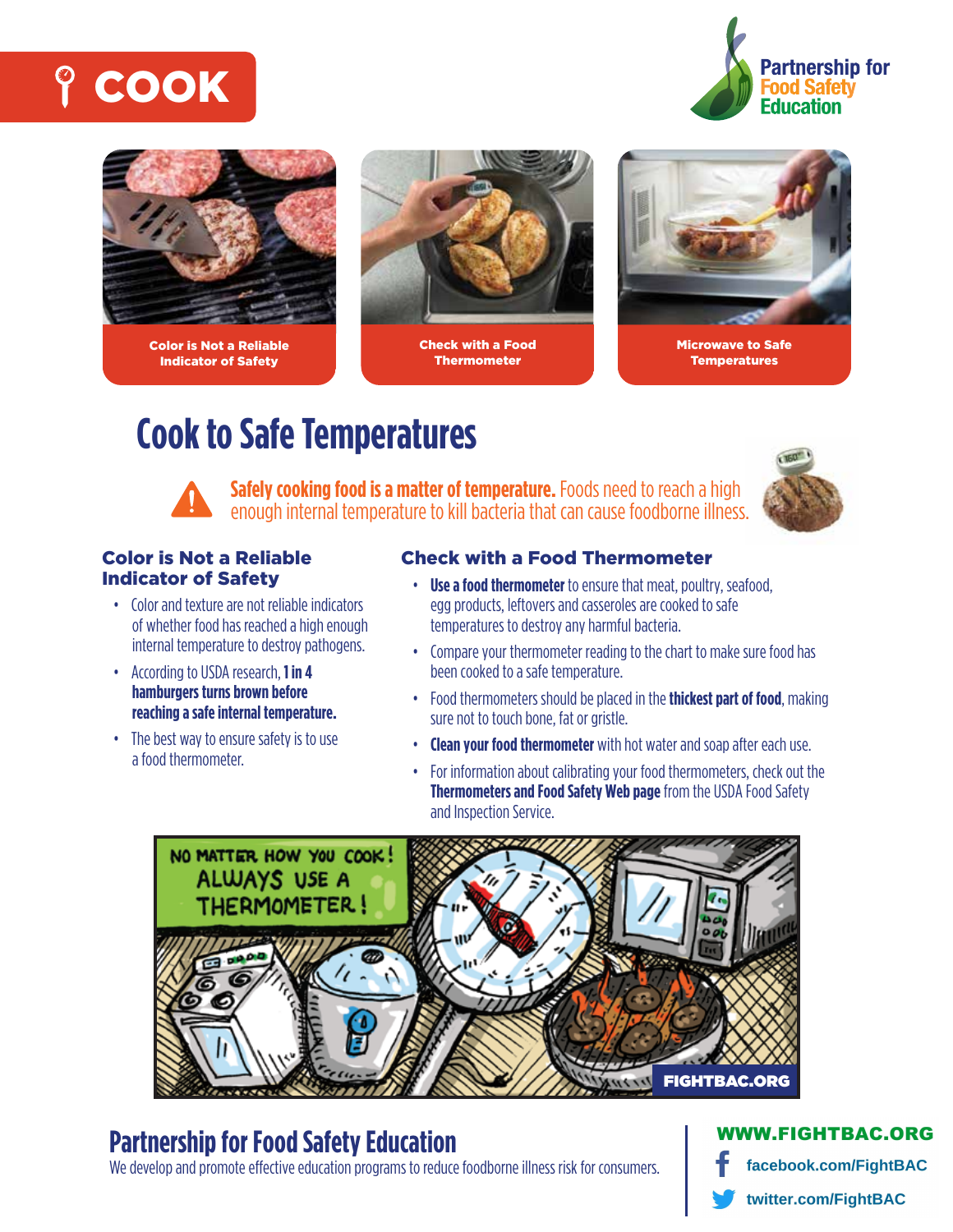# COOK

Partnership for Food Safety Education

Color is Not a Reliable Indicator of Safety

Check with a Food Thermometer

Microwave to Safe Temperatures

## Cook to Safe Temperatures

**Safely cooking food is a matter of temperature.** Foods need to reach a high enough internal temperature to kill bacteria that can cause foodborne illness.

### Color is Not a Reliable Indicator of Safety

- Color and texture are not reliable indicators of whether food has reached a high enough internal temperature to destroy pathogens.
- According to USDA research, **1 in 4 hamburgers turns brown before reaching a safe internal temperature.**
- The best way to ensure safety is to use a food thermometer.

### Check with a Food Thermometer

- **Use a food thermometer** to ensure that meat, poultry, seafood, egg products, leftovers and casseroles are cooked to safe temperatures to destroy any harmful bacteria.
- Compare your thermometer reading to the chart to make sure food has been cooked to a safe temperature.
- Food thermometers should be placed in the **thickest part of food**, making sure not to touch bone, fat or gristle.
- **Clean your food thermometer** with hot water and soap after each use.
- For information about calibrating your food thermometers, check out the **Thermometers and Food Safety Web page** from the USDA Food Safety and Inspection Service.

NO MATTER HOW YOU COOK! ALWAYS USE A THERMOMETER!

FIGHTBAC.ORG

## Partnership for Food Safety Education

We develop and promote effective education programs to reduce foodborne illness risk for consumers.

WWW.FIGHTBAC.ORG

facebook.com/FightBAC

twitter.com/FightBAC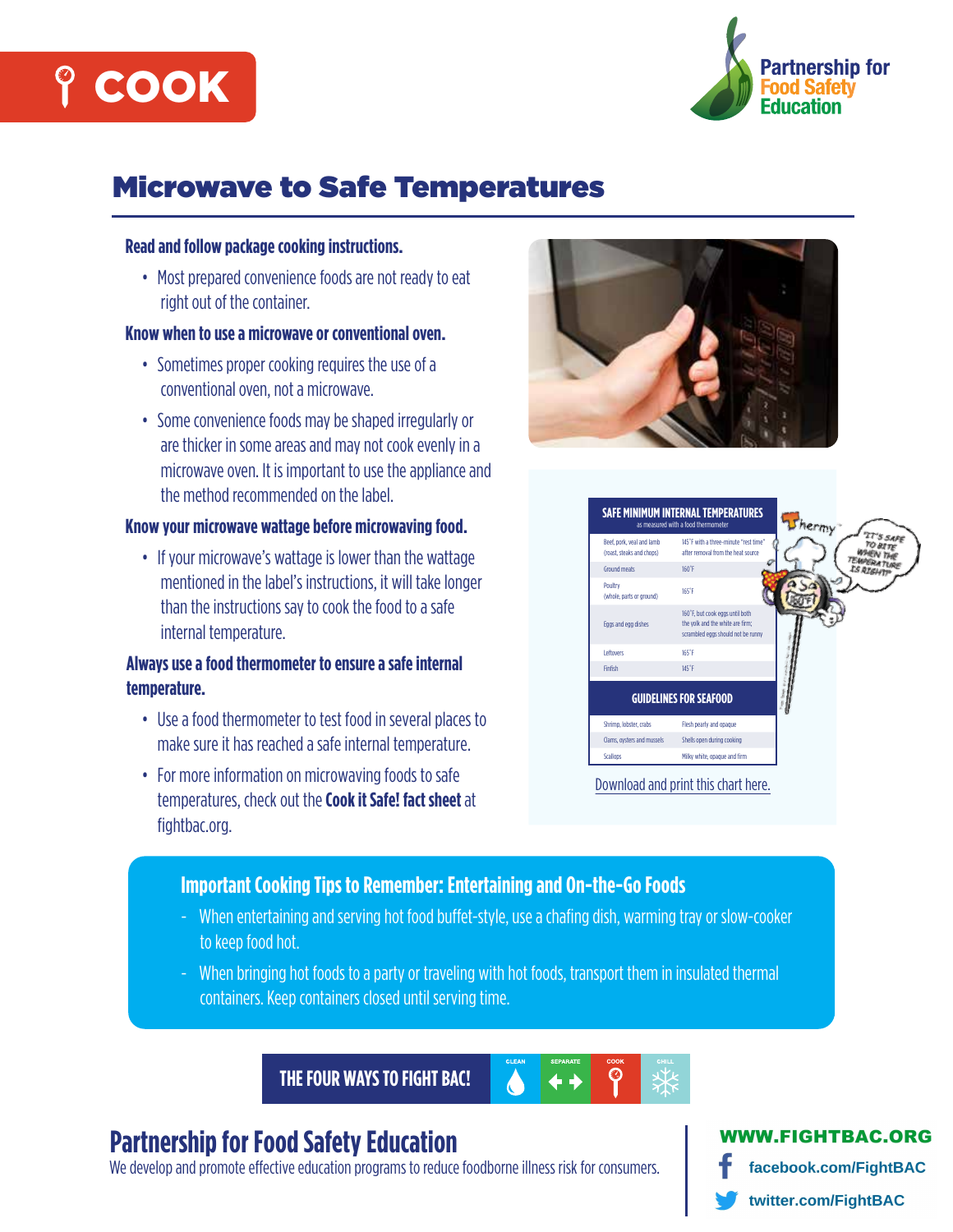# COOK

Partnership for Food Safety Education

## Microwave to Safe Temperatures

**Read and follow package cooking instructions.**

- Most prepared convenience foods are not ready to eat right out of the container.

**Know when to use a microwave or conventional oven.**

- Sometimes proper cooking requires the use of a conventional oven, not a microwave.
- Some convenience foods may be shaped irregularly or are thicker in some areas and may not cook evenly in a microwave oven. It is important to use the appliance and the method recommended on the label.

**Know your microwave wattage before microwaving food.**

- If your microwave's wattage is lower than the wattage mentioned in the label's instructions, it will take longer than the instructions say to cook the food to a safe internal temperature.

**Always use a food thermometer to ensure a safe internal temperature.**

- Use a food thermometer to test food in several places to make sure it has reached a safe internal temperature.
- For more information on microwaving foods to safe temperatures, check out the **Cook it Safe! fact sheet** at fightbac.org.

**SAFE MINIMUM INTERNAL TEMPERATURES**
as measured with a food thermometer

| | |
|---|---|
| Beef, pork, veal and lamb (roast, steaks and chops) | 145°F with a three-minute "rest time" after removal from the heat source |
| Ground meats | 160°F |
| Poultry (whole, parts or ground) | 165°F |
| Eggs and egg dishes | 160°F, but cook eggs until both the yolk and the white are firm; scrambled eggs should not be runny |
| Leftovers | 165°F |
| Finfish | 145°F |

**GUIDELINES FOR SEAFOOD**

| | |
|---|---|
| Shrimp, lobster, crabs | Flesh pearly and opaque |
| Clams, oysters and mussels | Shells open during cooking |
| Scallops | Milky white, opaque and firm |

Thermy™ "IT'S SAFE TO BITE WHEN THE TEMPERATURE IS RIGHT!"

Download and print this chart here.

### Important Cooking Tips to Remember: Entertaining and On-the-Go Foods

- When entertaining and serving hot food buffet-style, use a chafing dish, warming tray or slow-cooker to keep food hot.
- When bringing hot foods to a party or traveling with hot foods, transport them in insulated thermal containers. Keep containers closed until serving time.

THE FOUR WAYS TO FIGHT BAC! CLEAN SEPARATE COOK CHILL

## Partnership for Food Safety Education

We develop and promote effective education programs to reduce foodborne illness risk for consumers.

WWW.FIGHTBAC.ORG
facebook.com/FightBAC
twitter.com/FightBAC